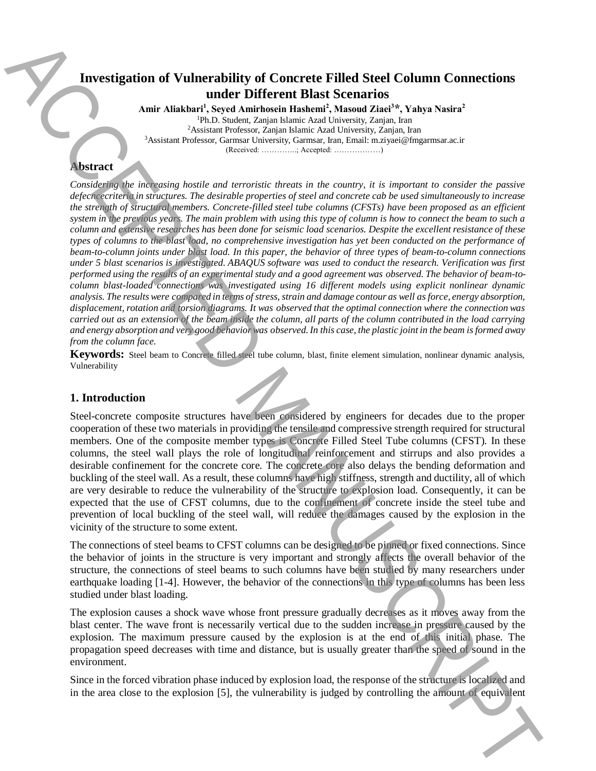# Investigation of Vulnerability of Concrete Filled Steel Column Connections under Different Blast Scenarios

**Amir Aliakbari[1], Seyed Amirhosein Hashemi[2], Masoud Ziaei[3]*, Yahya Nasira[2]**

[1]Ph.D. Student, Zanjan Islamic Azad University, Zanjan, Iran

[2]Assistant Professor, Zanjan Islamic Azad University, Zanjan, Iran

[3]Assistant Professor, Garmsar University, Garmsar, Iran, Email: m.ziyaei@fmgarmsar.ac.ir

(Received: …………..; Accepted: ………………)

## Abstract

*Considering the increasing hostile and terroristic threats in the country, it is important to consider the passive defecncecriteria in structures. The desirable properties of steel and concrete cab be used simultaneously to increase the strength of structural members. Concrete-filled steel tube columns (CFSTs) have been proposed as an efficient system in the previous years. The main problem with using this type of column is how to connect the beam to such a column and extensive researches has been done for seismic load scenarios. Despite the excellent resistance of these types of columns to the blast load, no comprehensive investigation has yet been conducted on the performance of beam-to-column joints under blast load. In this paper, the behavior of three types of beam-to-column connections under 5 blast scenarios is investigated. ABAQUS software was used to conduct the research. Verification was first performed using the results of an experimental study and a good agreement was observed. The behavior of beam-to-column blast-loaded connections was investigated using 16 different models using explicit nonlinear dynamic analysis. The results were compared in terms of stress, strain and damage contour as well as force, energy absorption, displacement, rotation and torsion diagrams. It was observed that the optimal connection where the connection was carried out as an extension of the beam inside the column, all parts of the column contributed in the load carrying and energy absorption and very good behavior was observed. In this case, the plastic joint in the beam is formed away from the column face.*

**Keywords:** Steel beam to Concrete filled steel tube column, blast, finite element simulation, nonlinear dynamic analysis, Vulnerability

## 1. Introduction

Steel-concrete composite structures have been considered by engineers for decades due to the proper cooperation of these two materials in providing the tensile and compressive strength required for structural members. One of the composite member types is Concrete Filled Steel Tube columns (CFST). In these columns, the steel wall plays the role of longitudinal reinforcement and stirrups and also provides a desirable confinement for the concrete core. The concrete core also delays the bending deformation and buckling of the steel wall. As a result, these columns have high stiffness, strength and ductility, all of which are very desirable to reduce the vulnerability of the structure to explosion load. Consequently, it can be expected that the use of CFST columns, due to the confinement of concrete inside the steel tube and prevention of local buckling of the steel wall, will reduce the damages caused by the explosion in the vicinity of the structure to some extent.

The connections of steel beams to CFST columns can be designed to be pinned or fixed connections. Since the behavior of joints in the structure is very important and strongly affects the overall behavior of the structure, the connections of steel beams to such columns have been studied by many researchers under earthquake loading [1-4]. However, the behavior of the connections in this type of columns has been less studied under blast loading.

The explosion causes a shock wave whose front pressure gradually decreases as it moves away from the blast center. The wave front is necessarily vertical due to the sudden increase in pressure caused by the explosion. The maximum pressure caused by the explosion is at the end of this initial phase. The propagation speed decreases with time and distance, but is usually greater than the speed of sound in the environment.

Since in the forced vibration phase induced by explosion load, the response of the structure is localized and in the area close to the explosion [5], the vulnerability is judged by controlling the amount of equivalent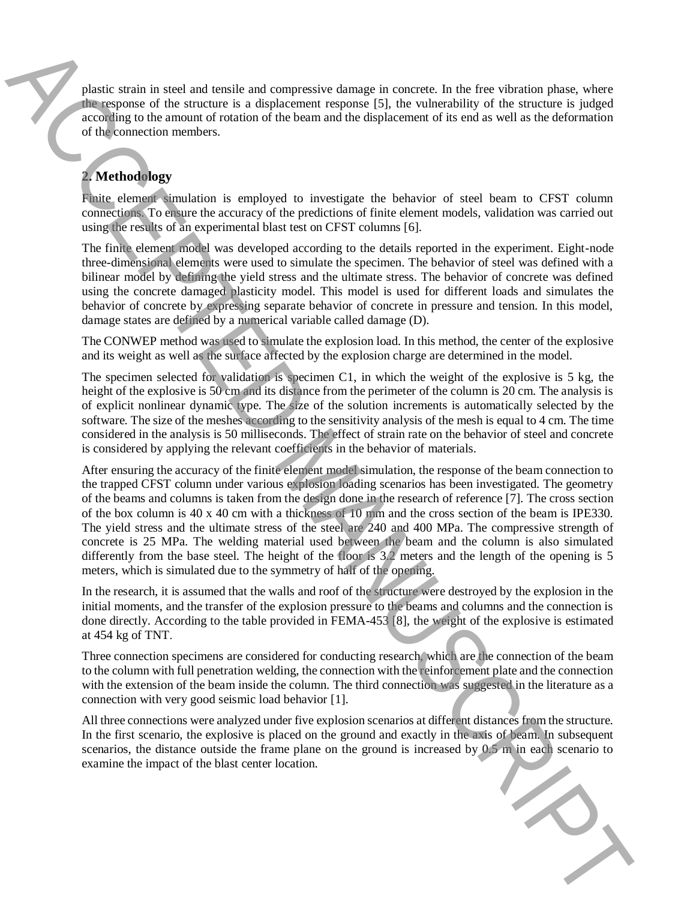plastic strain in steel and tensile and compressive damage in concrete. In the free vibration phase, where the response of the structure is a displacement response [5], the vulnerability of the structure is judged according to the amount of rotation of the beam and the displacement of its end as well as the deformation of the connection members.

## 2. Methodology

Finite element simulation is employed to investigate the behavior of steel beam to CFST column connections. To ensure the accuracy of the predictions of finite element models, validation was carried out using the results of an experimental blast test on CFST columns [6].

The finite element model was developed according to the details reported in the experiment. Eight-node three-dimensional elements were used to simulate the specimen. The behavior of steel was defined with a bilinear model by defining the yield stress and the ultimate stress. The behavior of concrete was defined using the concrete damaged plasticity model. This model is used for different loads and simulates the behavior of concrete by expressing separate behavior of concrete in pressure and tension. In this model, damage states are defined by a numerical variable called damage (D).

The CONWEP method was used to simulate the explosion load. In this method, the center of the explosive and its weight as well as the surface affected by the explosion charge are determined in the model.

The specimen selected for validation is specimen C1, in which the weight of the explosive is 5 kg, the height of the explosive is 50 cm and its distance from the perimeter of the column is 20 cm. The analysis is of explicit nonlinear dynamic type. The size of the solution increments is automatically selected by the software. The size of the meshes according to the sensitivity analysis of the mesh is equal to 4 cm. The time considered in the analysis is 50 milliseconds. The effect of strain rate on the behavior of steel and concrete is considered by applying the relevant coefficients in the behavior of materials.

After ensuring the accuracy of the finite element model simulation, the response of the beam connection to the trapped CFST column under various explosion loading scenarios has been investigated. The geometry of the beams and columns is taken from the design done in the research of reference [7]. The cross section of the box column is 40 x 40 cm with a thickness of 10 mm and the cross section of the beam is IPE330. The yield stress and the ultimate stress of the steel are 240 and 400 MPa. The compressive strength of concrete is 25 MPa. The welding material used between the beam and the column is also simulated differently from the base steel. The height of the floor is 3.2 meters and the length of the opening is 5 meters, which is simulated due to the symmetry of half of the opening.

In the research, it is assumed that the walls and roof of the structure were destroyed by the explosion in the initial moments, and the transfer of the explosion pressure to the beams and columns and the connection is done directly. According to the table provided in FEMA-453 [8], the weight of the explosive is estimated at 454 kg of TNT.

Three connection specimens are considered for conducting research, which are the connection of the beam to the column with full penetration welding, the connection with the reinforcement plate and the connection with the extension of the beam inside the column. The third connection was suggested in the literature as a connection with very good seismic load behavior [1].

All three connections were analyzed under five explosion scenarios at different distances from the structure. In the first scenario, the explosive is placed on the ground and exactly in the axis of beam. In subsequent scenarios, the distance outside the frame plane on the ground is increased by 0.5 m in each scenario to examine the impact of the blast center location.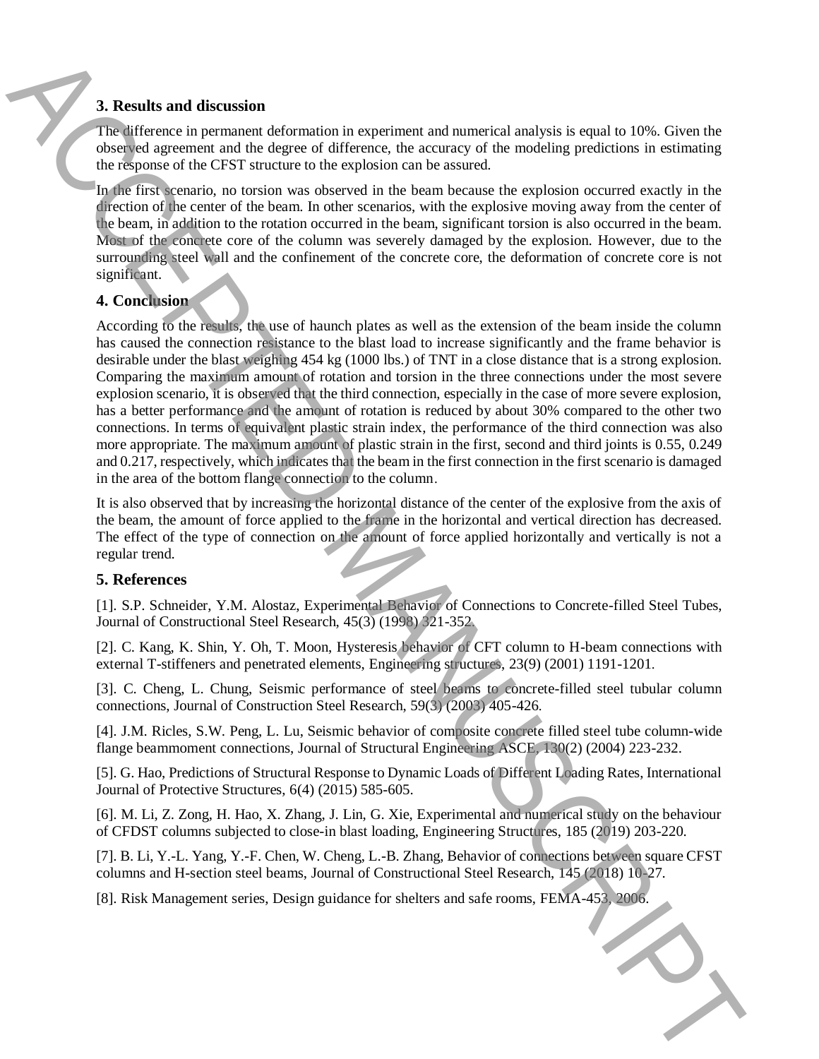## 3. Results and discussion

The difference in permanent deformation in experiment and numerical analysis is equal to 10%. Given the observed agreement and the degree of difference, the accuracy of the modeling predictions in estimating the response of the CFST structure to the explosion can be assured.

In the first scenario, no torsion was observed in the beam because the explosion occurred exactly in the direction of the center of the beam. In other scenarios, with the explosive moving away from the center of the beam, in addition to the rotation occurred in the beam, significant torsion is also occurred in the beam. Most of the concrete core of the column was severely damaged by the explosion. However, due to the surrounding steel wall and the confinement of the concrete core, the deformation of concrete core is not significant.

## 4. Conclusion

According to the results, the use of haunch plates as well as the extension of the beam inside the column has caused the connection resistance to the blast load to increase significantly and the frame behavior is desirable under the blast weighing 454 kg (1000 lbs.) of TNT in a close distance that is a strong explosion. Comparing the maximum amount of rotation and torsion in the three connections under the most severe explosion scenario, it is observed that the third connection, especially in the case of more severe explosion, has a better performance and the amount of rotation is reduced by about 30% compared to the other two connections. In terms of equivalent plastic strain index, the performance of the third connection was also more appropriate. The maximum amount of plastic strain in the first, second and third joints is 0.55, 0.249 and 0.217, respectively, which indicates that the beam in the first connection in the first scenario is damaged in the area of the bottom flange connection to the column.

It is also observed that by increasing the horizontal distance of the center of the explosive from the axis of the beam, the amount of force applied to the frame in the horizontal and vertical direction has decreased. The effect of the type of connection on the amount of force applied horizontally and vertically is not a regular trend.

## 5. References

[1]. S.P. Schneider, Y.M. Alostaz, Experimental Behavior of Connections to Concrete-filled Steel Tubes, Journal of Constructional Steel Research, 45(3) (1998) 321-352.

[2]. C. Kang, K. Shin, Y. Oh, T. Moon, Hysteresis behavior of CFT column to H-beam connections with external T-stiffeners and penetrated elements, Engineering structures, 23(9) (2001) 1191-1201.

[3]. C. Cheng, L. Chung, Seismic performance of steel beams to concrete-filled steel tubular column connections, Journal of Construction Steel Research, 59(3) (2003) 405-426.

[4]. J.M. Ricles, S.W. Peng, L. Lu, Seismic behavior of composite concrete filled steel tube column-wide flange beammoment connections, Journal of Structural Engineering ASCE, 130(2) (2004) 223-232.

[5]. G. Hao, Predictions of Structural Response to Dynamic Loads of Different Loading Rates, International Journal of Protective Structures, 6(4) (2015) 585-605.

[6]. M. Li, Z. Zong, H. Hao, X. Zhang, J. Lin, G. Xie, Experimental and numerical study on the behaviour of CFDST columns subjected to close-in blast loading, Engineering Structures, 185 (2019) 203-220.

[7]. B. Li, Y.-L. Yang, Y.-F. Chen, W. Cheng, L.-B. Zhang, Behavior of connections between square CFST columns and H-section steel beams, Journal of Constructional Steel Research, 145 (2018) 10-27.

[8]. Risk Management series, Design guidance for shelters and safe rooms, FEMA-453, 2006.